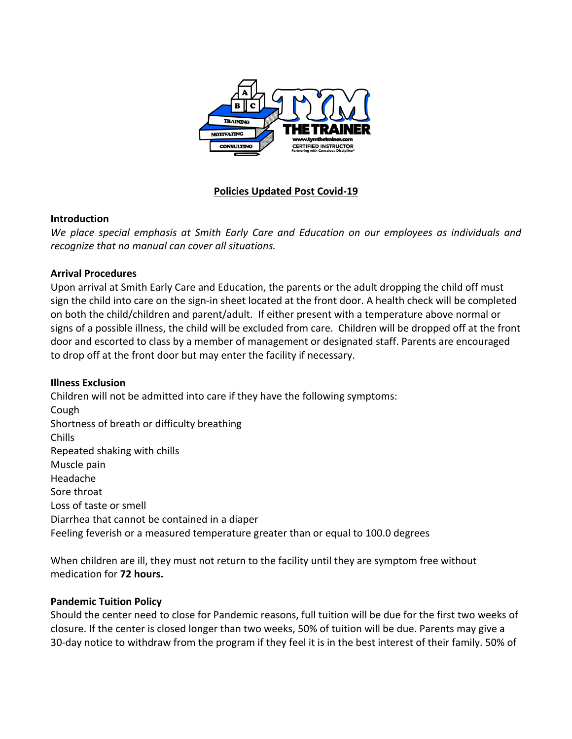## Policies Updated Post Covid-19

### Introduction

*We place special emphasis at Smith Early Care and Education on our employees as individuals and recognize that no manual can cover all situations.*

### Arrival Procedures

Upon arrival at Smith Early Care and Education, the parents or the adult dropping the child off must sign the child into care on the sign-in sheet located at the front door. A health check will be completed on both the child/children and parent/adult. If either present with a temperature above normal or signs of a possible illness, the child will be excluded from care. Children will be dropped off at the front door and escorted to class by a member of management or designated staff. Parents are encouraged to drop off at the front door but may enter the facility if necessary.

### Illness Exclusion

Children will not be admitted into care if they have the following symptoms:

Cough
Shortness of breath or difficulty breathing
Chills
Repeated shaking with chills
Muscle pain
Headache
Sore throat
Loss of taste or smell
Diarrhea that cannot be contained in a diaper
Feeling feverish or a measured temperature greater than or equal to 100.0 degrees

When children are ill, they must not return to the facility until they are symptom free without medication for **72 hours.**

### Pandemic Tuition Policy

Should the center need to close for Pandemic reasons, full tuition will be due for the first two weeks of closure. If the center is closed longer than two weeks, 50% of tuition will be due. Parents may give a 30-day notice to withdraw from the program if they feel it is in the best interest of their family. 50% of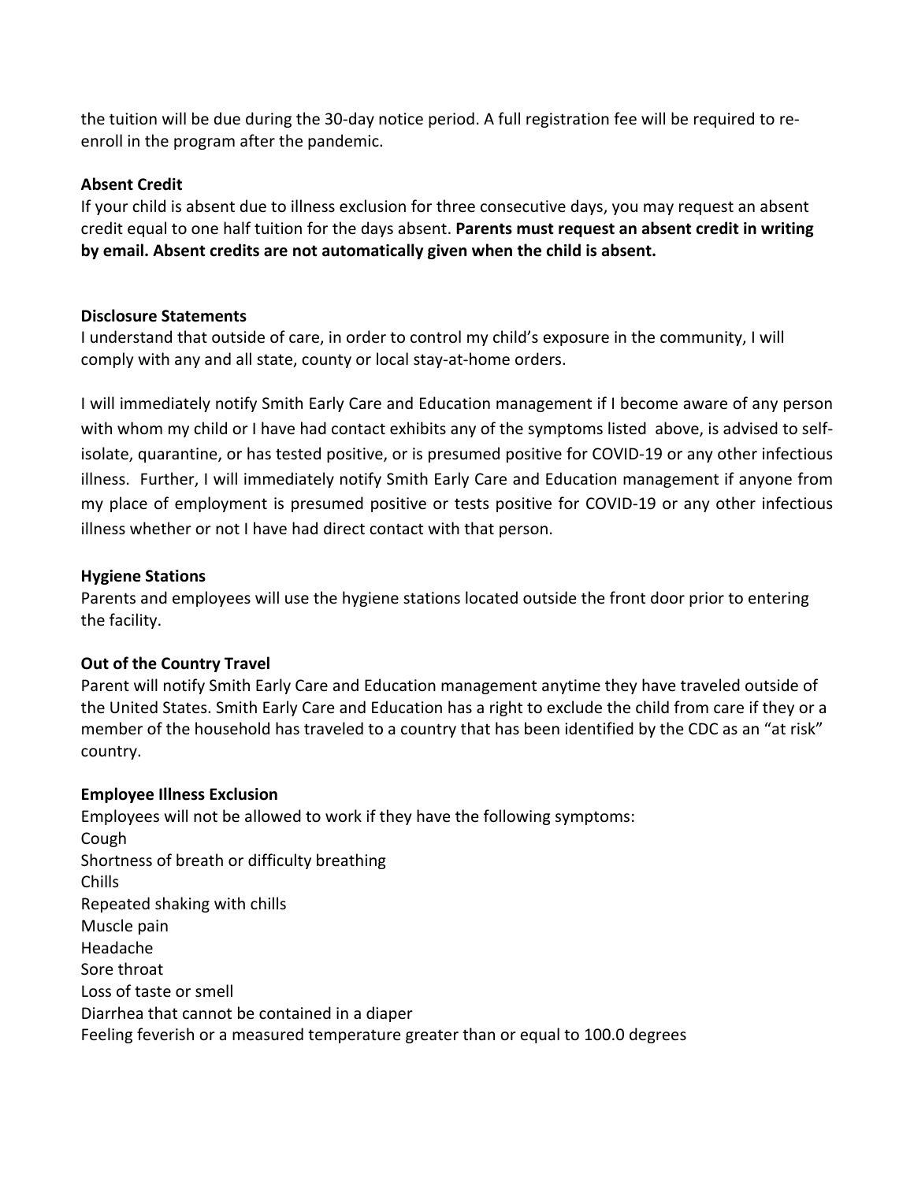the tuition will be due during the 30-day notice period. A full registration fee will be required to re-enroll in the program after the pandemic.

**Absent Credit**

If your child is absent due to illness exclusion for three consecutive days, you may request an absent credit equal to one half tuition for the days absent. **Parents must request an absent credit in writing by email. Absent credits are not automatically given when the child is absent.**

**Disclosure Statements**

I understand that outside of care, in order to control my child's exposure in the community, I will comply with any and all state, county or local stay-at-home orders.

I will immediately notify Smith Early Care and Education management if I become aware of any person with whom my child or I have had contact exhibits any of the symptoms listed above, is advised to self-isolate, quarantine, or has tested positive, or is presumed positive for COVID-19 or any other infectious illness. Further, I will immediately notify Smith Early Care and Education management if anyone from my place of employment is presumed positive or tests positive for COVID-19 or any other infectious illness whether or not I have had direct contact with that person.

**Hygiene Stations**

Parents and employees will use the hygiene stations located outside the front door prior to entering the facility.

**Out of the Country Travel**

Parent will notify Smith Early Care and Education management anytime they have traveled outside of the United States. Smith Early Care and Education has a right to exclude the child from care if they or a member of the household has traveled to a country that has been identified by the CDC as an "at risk" country.

**Employee Illness Exclusion**

Employees will not be allowed to work if they have the following symptoms:

Cough
Shortness of breath or difficulty breathing
Chills
Repeated shaking with chills
Muscle pain
Headache
Sore throat
Loss of taste or smell
Diarrhea that cannot be contained in a diaper
Feeling feverish or a measured temperature greater than or equal to 100.0 degrees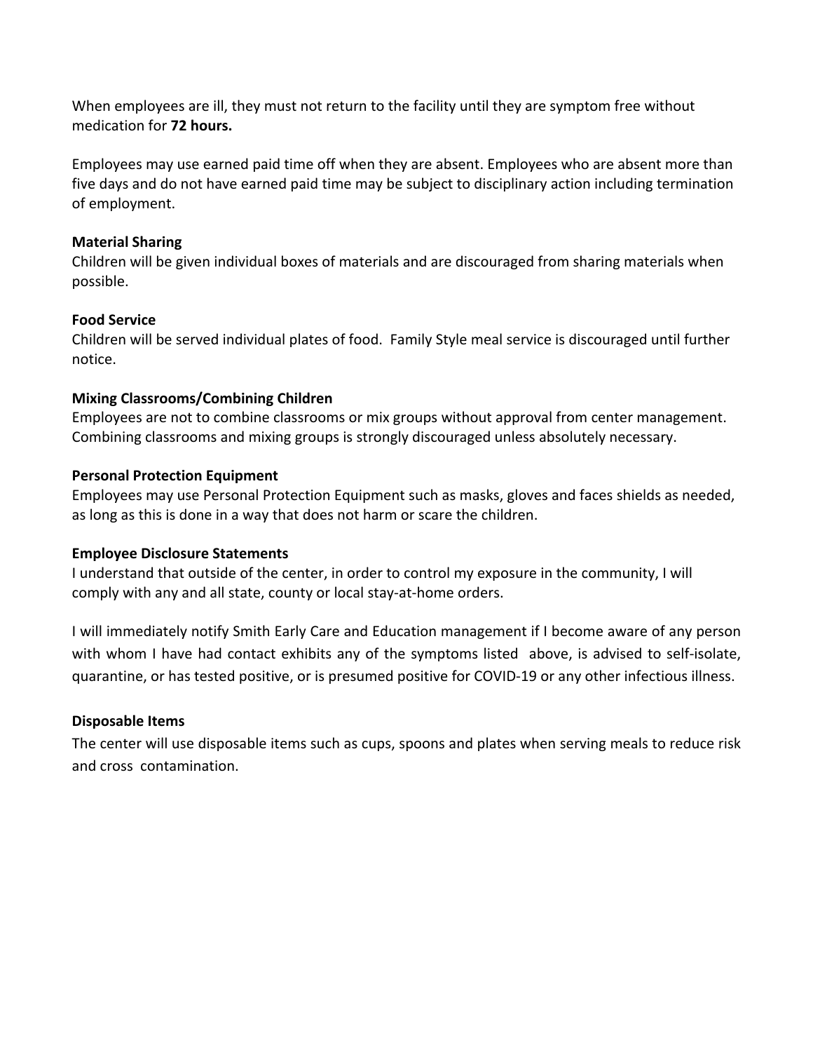When employees are ill, they must not return to the facility until they are symptom free without medication for **72 hours.**

Employees may use earned paid time off when they are absent. Employees who are absent more than five days and do not have earned paid time may be subject to disciplinary action including termination of employment.

**Material Sharing**
Children will be given individual boxes of materials and are discouraged from sharing materials when possible.

**Food Service**
Children will be served individual plates of food. Family Style meal service is discouraged until further notice.

**Mixing Classrooms/Combining Children**
Employees are not to combine classrooms or mix groups without approval from center management. Combining classrooms and mixing groups is strongly discouraged unless absolutely necessary.

**Personal Protection Equipment**
Employees may use Personal Protection Equipment such as masks, gloves and faces shields as needed, as long as this is done in a way that does not harm or scare the children.

**Employee Disclosure Statements**
I understand that outside of the center, in order to control my exposure in the community, I will comply with any and all state, county or local stay-at-home orders.

I will immediately notify Smith Early Care and Education management if I become aware of any person with whom I have had contact exhibits any of the symptoms listed above, is advised to self-isolate, quarantine, or has tested positive, or is presumed positive for COVID-19 or any other infectious illness.

**Disposable Items**
The center will use disposable items such as cups, spoons and plates when serving meals to reduce risk and cross contamination.